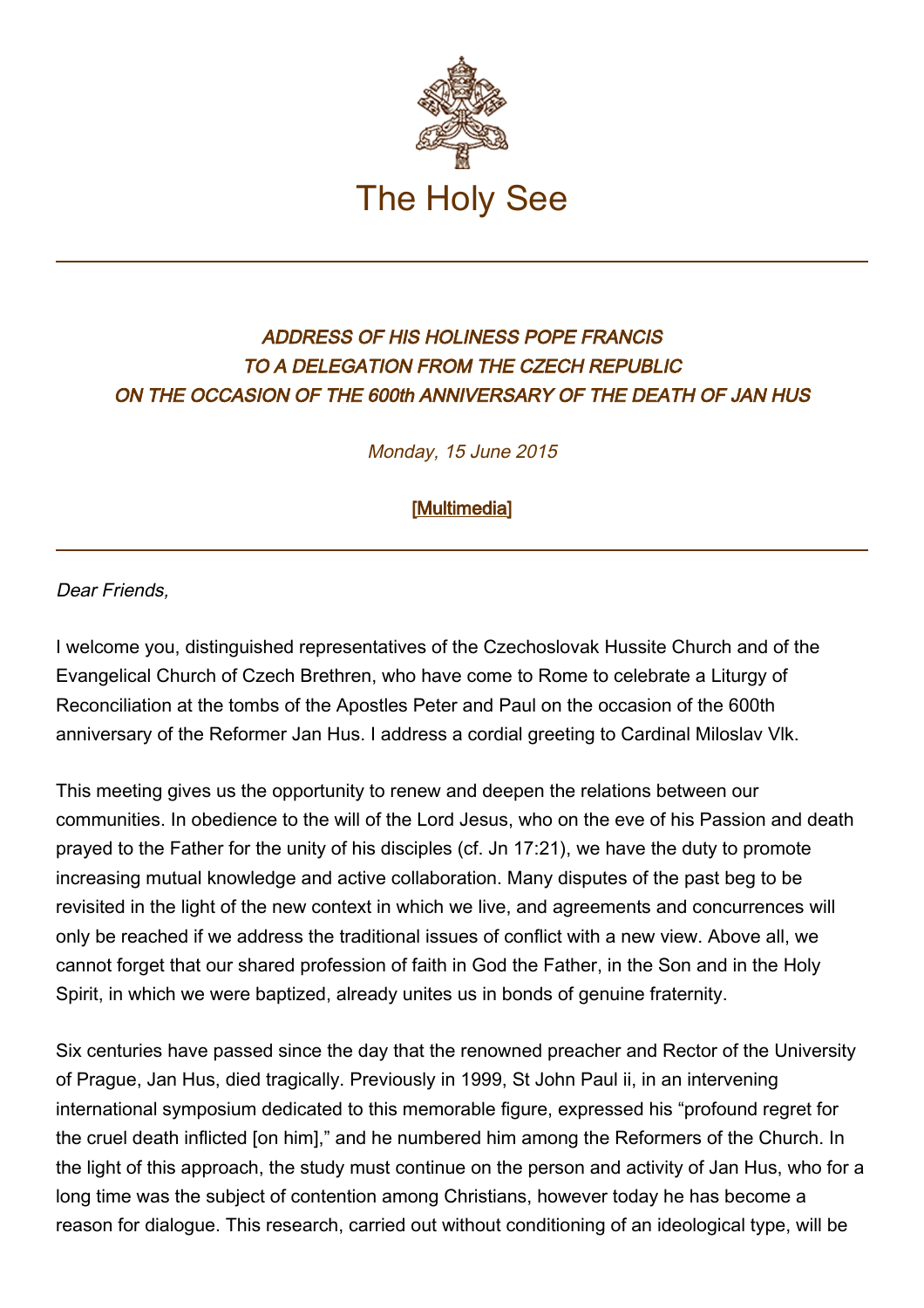# The Holy See

## *ADDRESS OF HIS HOLINESS POPE FRANCIS TO A DELEGATION FROM THE CZECH REPUBLIC ON THE OCCASION OF THE 600th ANNIVERSARY OF THE DEATH OF JAN HUS*

*Monday, 15 June 2015*

[Multimedia]

---

*Dear Friends,*

I welcome you, distinguished representatives of the Czechoslovak Hussite Church and of the Evangelical Church of Czech Brethren, who have come to Rome to celebrate a Liturgy of Reconciliation at the tombs of the Apostles Peter and Paul on the occasion of the 600th anniversary of the Reformer Jan Hus. I address a cordial greeting to Cardinal Miloslav Vlk.

This meeting gives us the opportunity to renew and deepen the relations between our communities. In obedience to the will of the Lord Jesus, who on the eve of his Passion and death prayed to the Father for the unity of his disciples (cf. Jn 17:21), we have the duty to promote increasing mutual knowledge and active collaboration. Many disputes of the past beg to be revisited in the light of the new context in which we live, and agreements and concurrences will only be reached if we address the traditional issues of conflict with a new view. Above all, we cannot forget that our shared profession of faith in God the Father, in the Son and in the Holy Spirit, in which we were baptized, already unites us in bonds of genuine fraternity.

Six centuries have passed since the day that the renowned preacher and Rector of the University of Prague, Jan Hus, died tragically. Previously in 1999, St John Paul ii, in an intervening international symposium dedicated to this memorable figure, expressed his "profound regret for the cruel death inflicted [on him]," and he numbered him among the Reformers of the Church. In the light of this approach, the study must continue on the person and activity of Jan Hus, who for a long time was the subject of contention among Christians, however today he has become a reason for dialogue. This research, carried out without conditioning of an ideological type, will be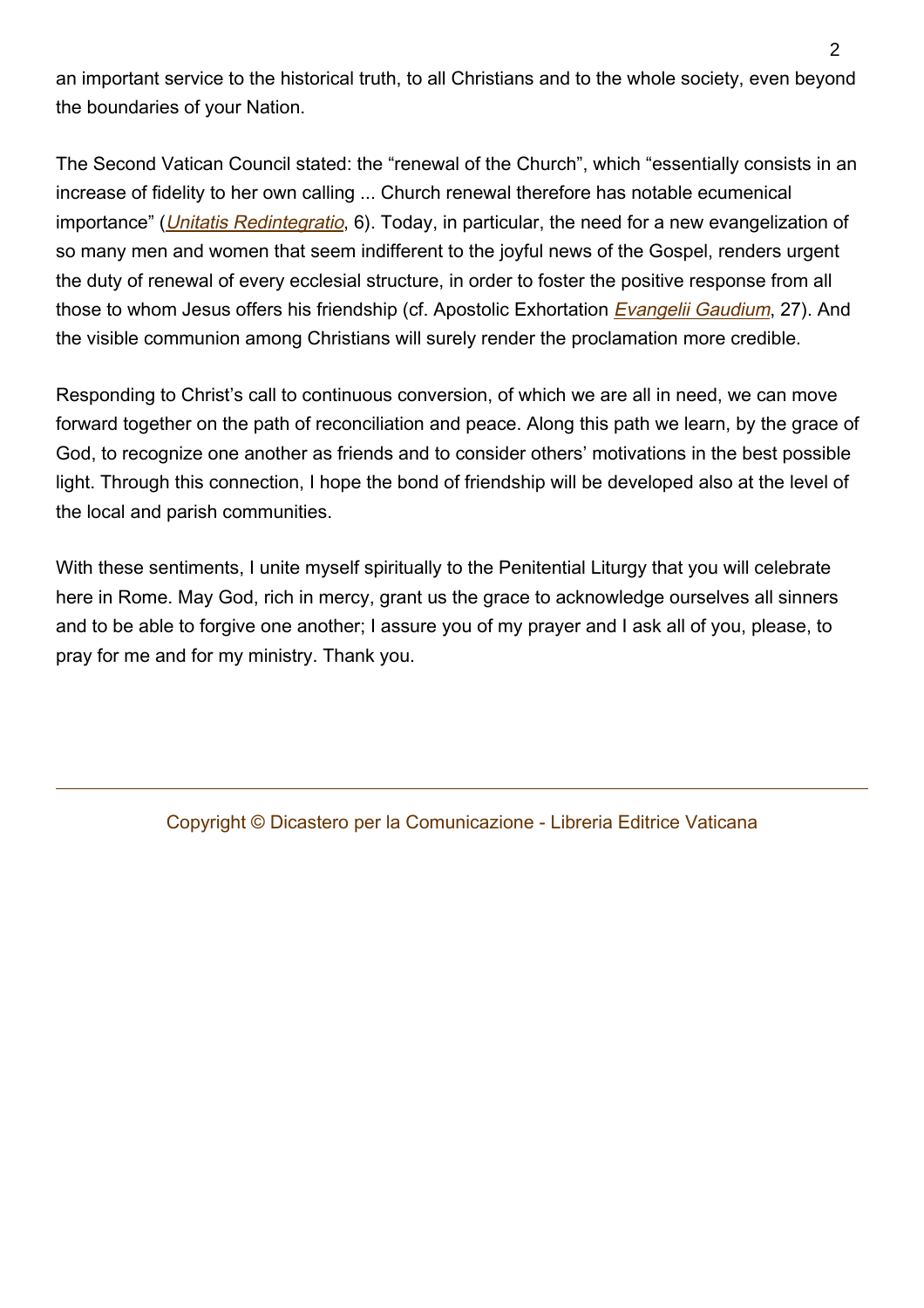an important service to the historical truth, to all Christians and to the whole society, even beyond the boundaries of your Nation.

The Second Vatican Council stated: the "renewal of the Church", which "essentially consists in an increase of fidelity to her own calling ... Church renewal therefore has notable ecumenical importance" (*Unitatis Redintegratio*, 6). Today, in particular, the need for a new evangelization of so many men and women that seem indifferent to the joyful news of the Gospel, renders urgent the duty of renewal of every ecclesial structure, in order to foster the positive response from all those to whom Jesus offers his friendship (cf. Apostolic Exhortation *Evangelii Gaudium*, 27). And the visible communion among Christians will surely render the proclamation more credible.

Responding to Christ's call to continuous conversion, of which we are all in need, we can move forward together on the path of reconciliation and peace. Along this path we learn, by the grace of God, to recognize one another as friends and to consider others' motivations in the best possible light. Through this connection, I hope the bond of friendship will be developed also at the level of the local and parish communities.

With these sentiments, I unite myself spiritually to the Penitential Liturgy that you will celebrate here in Rome. May God, rich in mercy, grant us the grace to acknowledge ourselves all sinners and to be able to forgive one another; I assure you of my prayer and I ask all of you, please, to pray for me and for my ministry. Thank you.

---

Copyright © Dicastero per la Comunicazione - Libreria Editrice Vaticana